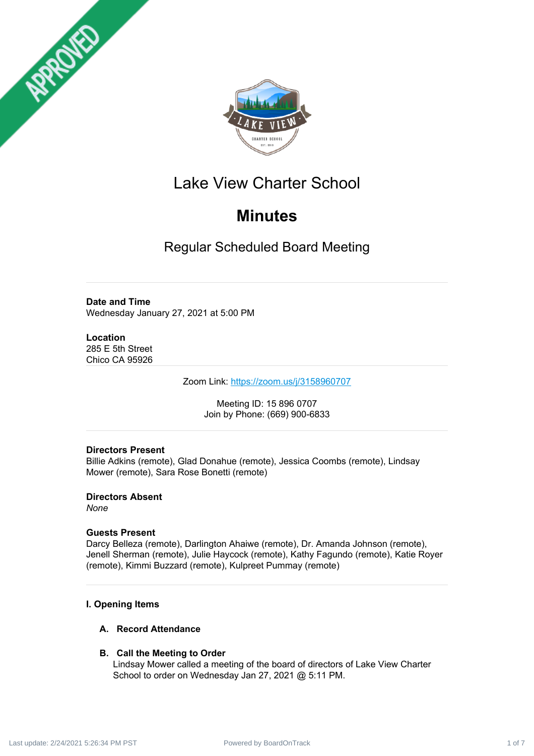# Lake View Charter School

# Minutes

## Regular Scheduled Board Meeting

---

**Date and Time**
Wednesday January 27, 2021 at 5:00 PM

**Location**
285 E 5th Street
Chico CA 95926

---

Zoom Link: https://zoom.us/j/3158960707

Meeting ID: 15 896 0707
Join by Phone: (669) 900-6833

---

**Directors Present**
Billie Adkins (remote), Glad Donahue (remote), Jessica Coombs (remote), Lindsay Mower (remote), Sara Rose Bonetti (remote)

**Directors Absent**
*None*

**Guests Present**
Darcy Belleza (remote), Darlington Ahaiwe (remote), Dr. Amanda Johnson (remote), Jenell Sherman (remote), Julie Haycock (remote), Kathy Fagundo (remote), Katie Royer (remote), Kimmi Buzzard (remote), Kulpreet Pummay (remote)

---

### I. Opening Items

**A. Record Attendance**

**B. Call the Meeting to Order**

Lindsay Mower called a meeting of the board of directors of Lake View Charter School to order on Wednesday Jan 27, 2021 @ 5:11 PM.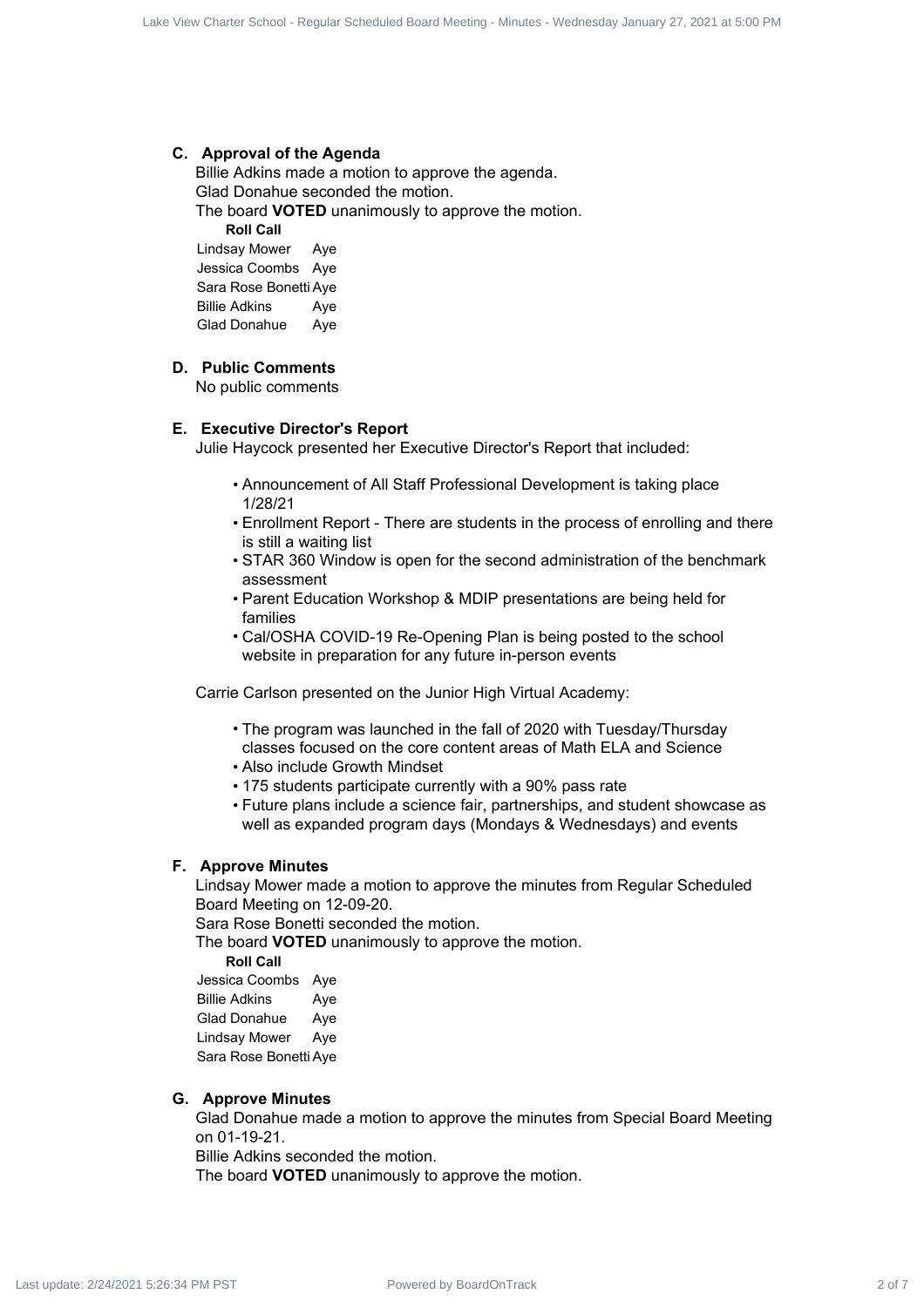### C. Approval of the Agenda

Billie Adkins made a motion to approve the agenda.
Glad Donahue seconded the motion.
The board **VOTED** unanimously to approve the motion.

**Roll Call**

| | |
|---|---|
| Lindsay Mower | Aye |
| Jessica Coombs | Aye |
| Sara Rose Bonetti | Aye |
| Billie Adkins | Aye |
| Glad Donahue | Aye |

### D. Public Comments

No public comments

### E. Executive Director's Report

Julie Haycock presented her Executive Director's Report that included:

- Announcement of All Staff Professional Development is taking place 1/28/21
- Enrollment Report - There are students in the process of enrolling and there is still a waiting list
- STAR 360 Window is open for the second administration of the benchmark assessment
- Parent Education Workshop & MDIP presentations are being held for families
- Cal/OSHA COVID-19 Re-Opening Plan is being posted to the school website in preparation for any future in-person events

Carrie Carlson presented on the Junior High Virtual Academy:

- The program was launched in the fall of 2020 with Tuesday/Thursday classes focused on the core content areas of Math ELA and Science
- Also include Growth Mindset
- 175 students participate currently with a 90% pass rate
- Future plans include a science fair, partnerships, and student showcase as well as expanded program days (Mondays & Wednesdays) and events

### F. Approve Minutes

Lindsay Mower made a motion to approve the minutes from Regular Scheduled Board Meeting on 12-09-20.
Sara Rose Bonetti seconded the motion.
The board **VOTED** unanimously to approve the motion.

**Roll Call**

| | |
|---|---|
| Jessica Coombs | Aye |
| Billie Adkins | Aye |
| Glad Donahue | Aye |
| Lindsay Mower | Aye |
| Sara Rose Bonetti | Aye |

### G. Approve Minutes

Glad Donahue made a motion to approve the minutes from Special Board Meeting on 01-19-21.
Billie Adkins seconded the motion.
The board **VOTED** unanimously to approve the motion.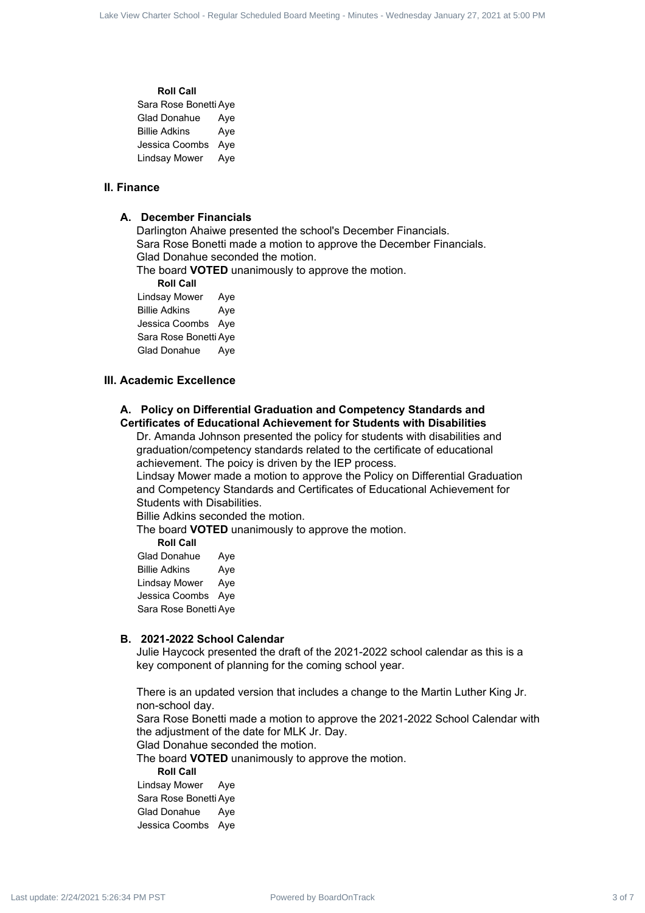**Roll Call**

| | |
|---|---|
| Sara Rose Bonetti | Aye |
| Glad Donahue | Aye |
| Billie Adkins | Aye |
| Jessica Coombs | Aye |
| Lindsay Mower | Aye |

## II. Finance

### A. December Financials

Darlington Ahaiwe presented the school's December Financials.
Sara Rose Bonetti made a motion to approve the December Financials.
Glad Donahue seconded the motion.
The board **VOTED** unanimously to approve the motion.

**Roll Call**

| | |
|---|---|
| Lindsay Mower | Aye |
| Billie Adkins | Aye |
| Jessica Coombs | Aye |
| Sara Rose Bonetti | Aye |
| Glad Donahue | Aye |

## III. Academic Excellence

### A. Policy on Differential Graduation and Competency Standards and Certificates of Educational Achievement for Students with Disabilities

Dr. Amanda Johnson presented the policy for students with disabilities and graduation/competency standards related to the certificate of educational achievement. The poicy is driven by the IEP process.
Lindsay Mower made a motion to approve the Policy on Differential Graduation and Competency Standards and Certificates of Educational Achievement for Students with Disabilities.
Billie Adkins seconded the motion.
The board **VOTED** unanimously to approve the motion.

**Roll Call**

| | |
|---|---|
| Glad Donahue | Aye |
| Billie Adkins | Aye |
| Lindsay Mower | Aye |
| Jessica Coombs | Aye |
| Sara Rose Bonetti | Aye |

### B. 2021-2022 School Calendar

Julie Haycock presented the draft of the 2021-2022 school calendar as this is a key component of planning for the coming school year.

There is an updated version that includes a change to the Martin Luther King Jr. non-school day.
Sara Rose Bonetti made a motion to approve the 2021-2022 School Calendar with the adjustment of the date for MLK Jr. Day.
Glad Donahue seconded the motion.
The board **VOTED** unanimously to approve the motion.

**Roll Call**

| | |
|---|---|
| Lindsay Mower | Aye |
| Sara Rose Bonetti | Aye |
| Glad Donahue | Aye |
| Jessica Coombs | Aye |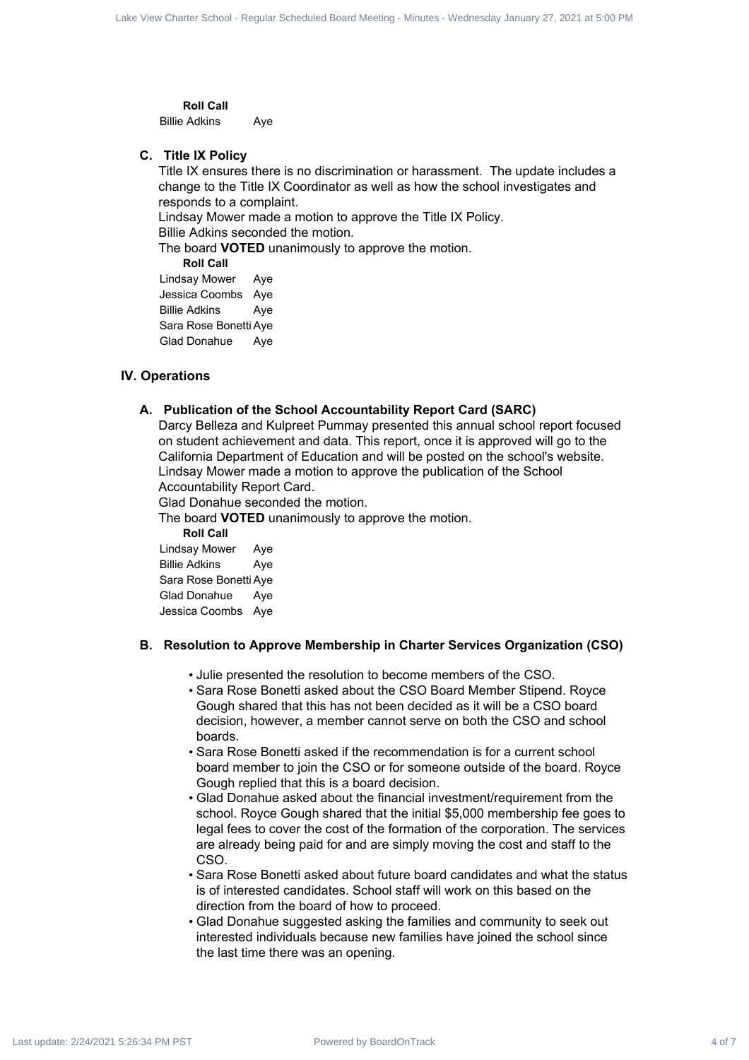**Roll Call**

| | |
|---|---|
| Billie Adkins | Aye |

### C. Title IX Policy

Title IX ensures there is no discrimination or harassment. The update includes a change to the Title IX Coordinator as well as how the school investigates and responds to a complaint.

Lindsay Mower made a motion to approve the Title IX Policy.

Billie Adkins seconded the motion.

The board **VOTED** unanimously to approve the motion.

**Roll Call**

| | |
|---|---|
| Lindsay Mower | Aye |
| Jessica Coombs | Aye |
| Billie Adkins | Aye |
| Sara Rose Bonetti | Aye |
| Glad Donahue | Aye |

## IV. Operations

### A. Publication of the School Accountability Report Card (SARC)

Darcy Belleza and Kulpreet Pummay presented this annual school report focused on student achievement and data. This report, once it is approved will go to the California Department of Education and will be posted on the school's website.

Lindsay Mower made a motion to approve the publication of the School Accountability Report Card.

Glad Donahue seconded the motion.

The board **VOTED** unanimously to approve the motion.

**Roll Call**

| | |
|---|---|
| Lindsay Mower | Aye |
| Billie Adkins | Aye |
| Sara Rose Bonetti | Aye |
| Glad Donahue | Aye |
| Jessica Coombs | Aye |

### B. Resolution to Approve Membership in Charter Services Organization (CSO)

- Julie presented the resolution to become members of the CSO.
- Sara Rose Bonetti asked about the CSO Board Member Stipend. Royce Gough shared that this has not been decided as it will be a CSO board decision, however, a member cannot serve on both the CSO and school boards.
- Sara Rose Bonetti asked if the recommendation is for a current school board member to join the CSO or for someone outside of the board. Royce Gough replied that this is a board decision.
- Glad Donahue asked about the financial investment/requirement from the school. Royce Gough shared that the initial $5,000 membership fee goes to legal fees to cover the cost of the formation of the corporation. The services are already being paid for and are simply moving the cost and staff to the CSO.
- Sara Rose Bonetti asked about future board candidates and what the status is of interested candidates. School staff will work on this based on the direction from the board of how to proceed.
- Glad Donahue suggested asking the families and community to seek out interested individuals because new families have joined the school since the last time there was an opening.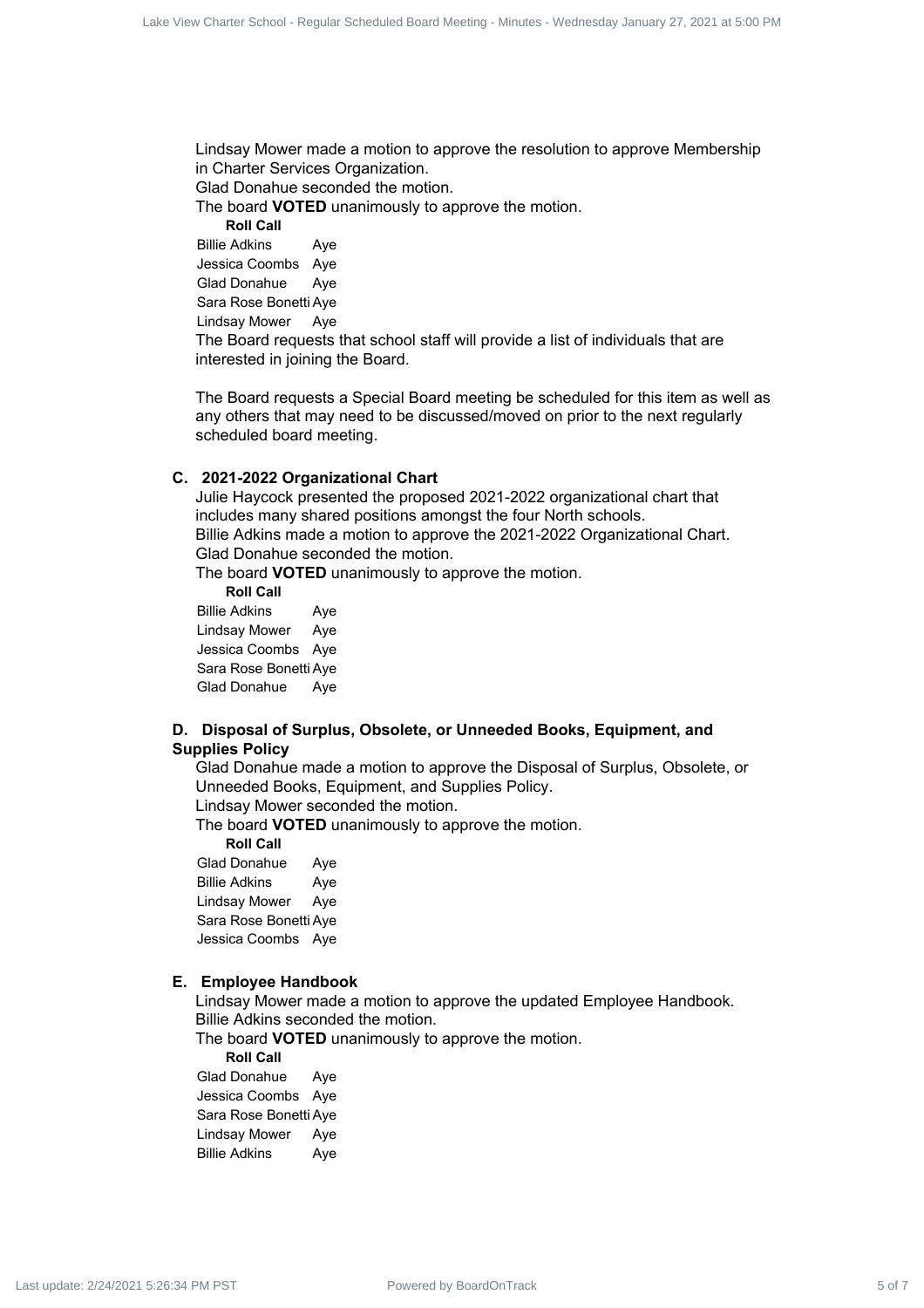Lindsay Mower made a motion to approve the resolution to approve Membership in Charter Services Organization.

Glad Donahue seconded the motion.

The board **VOTED** unanimously to approve the motion.

**Roll Call**

| | |
|---|---|
| Billie Adkins | Aye |
| Jessica Coombs | Aye |
| Glad Donahue | Aye |
| Sara Rose Bonetti | Aye |
| Lindsay Mower | Aye |

The Board requests that school staff will provide a list of individuals that are interested in joining the Board.

The Board requests a Special Board meeting be scheduled for this item as well as any others that may need to be discussed/moved on prior to the next regularly scheduled board meeting.

### C. 2021-2022 Organizational Chart

Julie Haycock presented the proposed 2021-2022 organizational chart that includes many shared positions amongst the four North schools.

Billie Adkins made a motion to approve the 2021-2022 Organizational Chart.

Glad Donahue seconded the motion.

The board **VOTED** unanimously to approve the motion.

**Roll Call**

| | |
|---|---|
| Billie Adkins | Aye |
| Lindsay Mower | Aye |
| Jessica Coombs | Aye |
| Sara Rose Bonetti | Aye |
| Glad Donahue | Aye |

### D. Disposal of Surplus, Obsolete, or Unneeded Books, Equipment, and Supplies Policy

Glad Donahue made a motion to approve the Disposal of Surplus, Obsolete, or Unneeded Books, Equipment, and Supplies Policy.

Lindsay Mower seconded the motion.

The board **VOTED** unanimously to approve the motion.

**Roll Call**

| | |
|---|---|
| Glad Donahue | Aye |
| Billie Adkins | Aye |
| Lindsay Mower | Aye |
| Sara Rose Bonetti | Aye |
| Jessica Coombs | Aye |

### E. Employee Handbook

Lindsay Mower made a motion to approve the updated Employee Handbook.

Billie Adkins seconded the motion.

The board **VOTED** unanimously to approve the motion.

**Roll Call**

| | |
|---|---|
| Glad Donahue | Aye |
| Jessica Coombs | Aye |
| Sara Rose Bonetti | Aye |
| Lindsay Mower | Aye |
| Billie Adkins | Aye |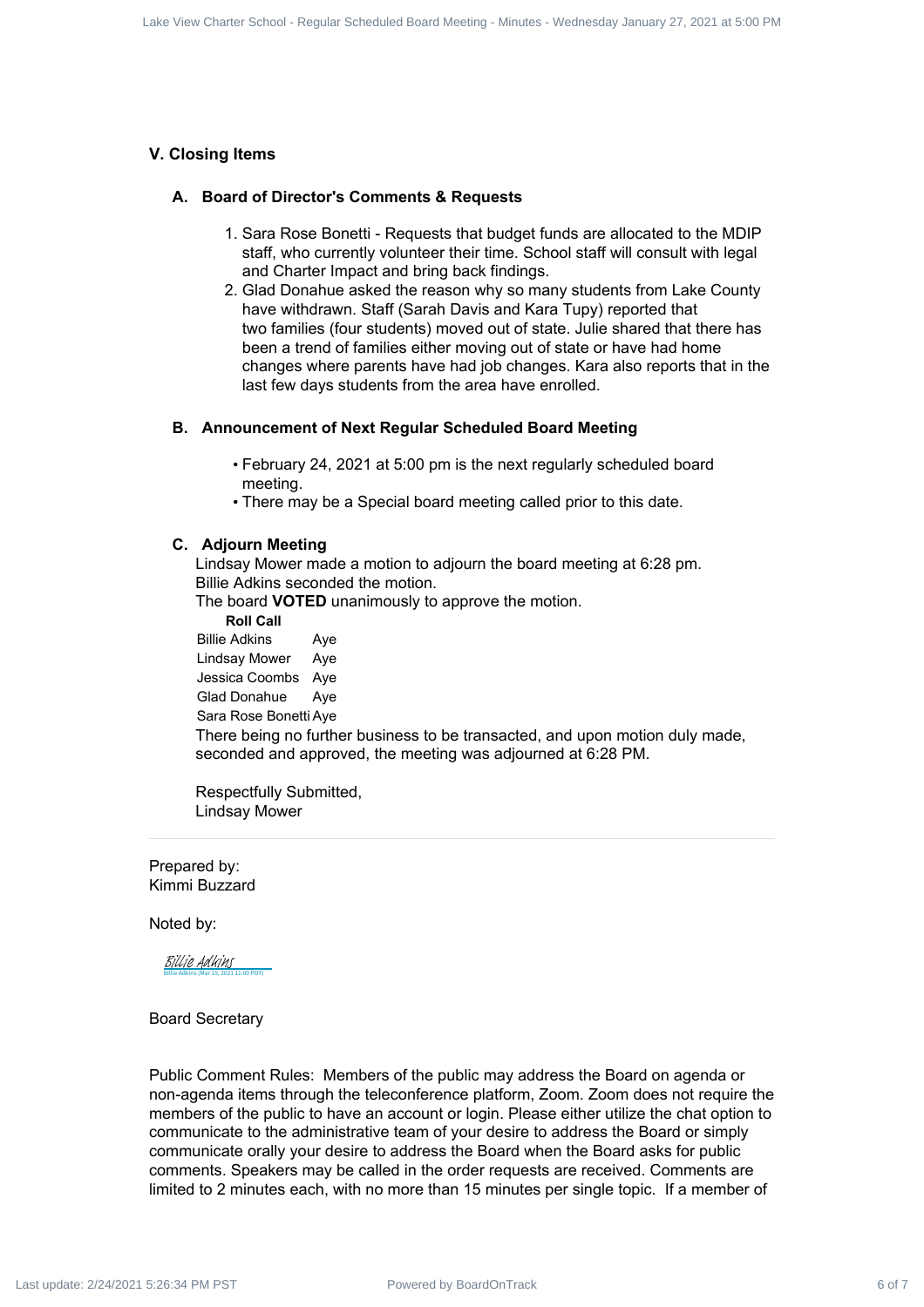## V. Closing Items

### A. Board of Director's Comments & Requests

1. Sara Rose Bonetti - Requests that budget funds are allocated to the MDIP staff, who currently volunteer their time. School staff will consult with legal and Charter Impact and bring back findings.
2. Glad Donahue asked the reason why so many students from Lake County have withdrawn. Staff (Sarah Davis and Kara Tupy) reported that two families (four students) moved out of state. Julie shared that there has been a trend of families either moving out of state or have had home changes where parents have had job changes. Kara also reports that in the last few days students from the area have enrolled.

### B. Announcement of Next Regular Scheduled Board Meeting

- February 24, 2021 at 5:00 pm is the next regularly scheduled board meeting.
- There may be a Special board meeting called prior to this date.

### C. Adjourn Meeting

Lindsay Mower made a motion to adjourn the board meeting at 6:28 pm.
Billie Adkins seconded the motion.
The board **VOTED** unanimously to approve the motion.

| Roll Call | |
|---|---|
| Billie Adkins | Aye |
| Lindsay Mower | Aye |
| Jessica Coombs | Aye |
| Glad Donahue | Aye |
| Sara Rose Bonetti | Aye |

There being no further business to be transacted, and upon motion duly made, seconded and approved, the meeting was adjourned at 6:28 PM.

Respectfully Submitted,
Lindsay Mower

---

Prepared by:
Kimmi Buzzard

Noted by:

Billie Adkins
Billie Adkins (Mar 15, 2021 11:00 PDT)

Board Secretary

Public Comment Rules: Members of the public may address the Board on agenda or non-agenda items through the teleconference platform, Zoom. Zoom does not require the members of the public to have an account or login. Please either utilize the chat option to communicate to the administrative team of your desire to address the Board or simply communicate orally your desire to address the Board when the Board asks for public comments. Speakers may be called in the order requests are received. Comments are limited to 2 minutes each, with no more than 15 minutes per single topic. If a member of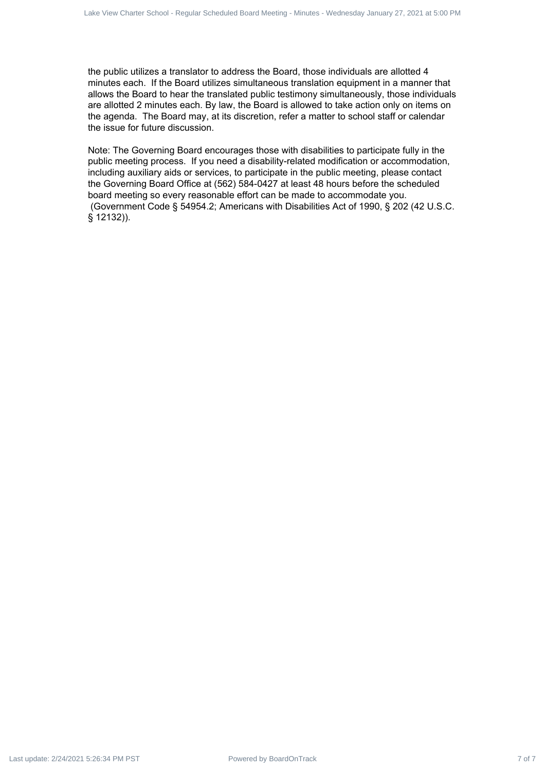the public utilizes a translator to address the Board, those individuals are allotted 4 minutes each. If the Board utilizes simultaneous translation equipment in a manner that allows the Board to hear the translated public testimony simultaneously, those individuals are allotted 2 minutes each. By law, the Board is allowed to take action only on items on the agenda. The Board may, at its discretion, refer a matter to school staff or calendar the issue for future discussion.

Note: The Governing Board encourages those with disabilities to participate fully in the public meeting process. If you need a disability-related modification or accommodation, including auxiliary aids or services, to participate in the public meeting, please contact the Governing Board Office at (562) 584-0427 at least 48 hours before the scheduled board meeting so every reasonable effort can be made to accommodate you. (Government Code § 54954.2; Americans with Disabilities Act of 1990, § 202 (42 U.S.C. § 12132)).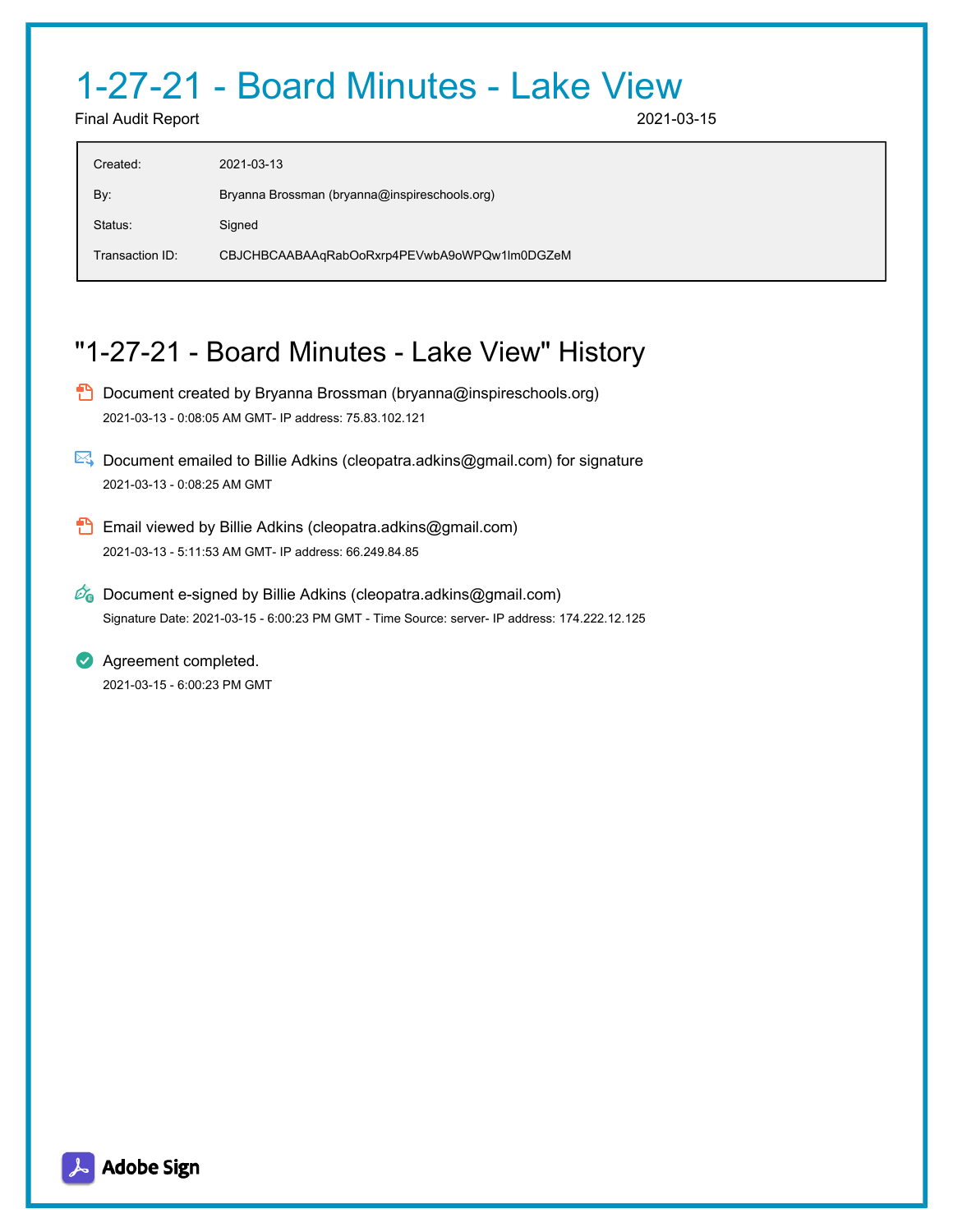# 1-27-21 - Board Minutes - Lake View

Final Audit Report 2021-03-15

| | |
|---|---|
| Created: | 2021-03-13 |
| By: | Bryanna Brossman (bryanna@inspireschools.org) |
| Status: | Signed |
| Transaction ID: | CBJCHBCAABAAqRabOoRxrp4PEVwbA9oWPQw1lm0DGZeM |

## "1-27-21 - Board Minutes - Lake View" History

- Document created by Bryanna Brossman (bryanna@inspireschools.org)
  2021-03-13 - 0:08:05 AM GMT- IP address: 75.83.102.121

- Document emailed to Billie Adkins (cleopatra.adkins@gmail.com) for signature
  2021-03-13 - 0:08:25 AM GMT

- Email viewed by Billie Adkins (cleopatra.adkins@gmail.com)
  2021-03-13 - 5:11:53 AM GMT- IP address: 66.249.84.85

- Document e-signed by Billie Adkins (cleopatra.adkins@gmail.com)
  Signature Date: 2021-03-15 - 6:00:23 PM GMT - Time Source: server- IP address: 174.222.12.125

- Agreement completed.
  2021-03-15 - 6:00:23 PM GMT

Adobe Sign